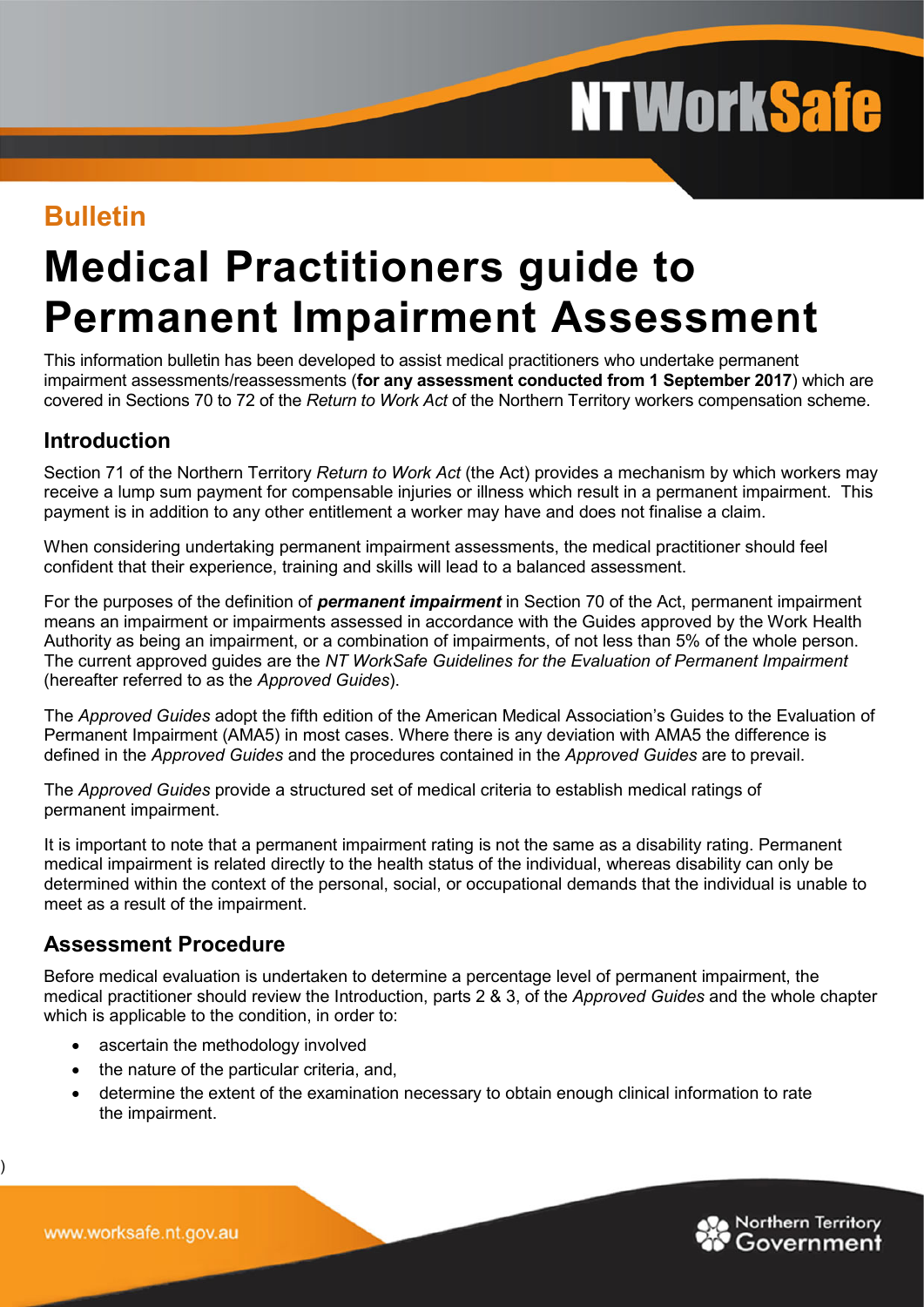## Bulletin

# Medical Practitioners guide to Permanent Impairment Assessment

This information bulletin has been developed to assist medical practitioners who undertake permanent impairment assessments/reassessments (**for any assessment conducted from 1 September 2017**) which are covered in Sections 70 to 72 of the *Return to Work Act* of the Northern Territory workers compensation scheme.

## Introduction

Section 71 of the Northern Territory *Return to Work Act* (the Act) provides a mechanism by which workers may receive a lump sum payment for compensable injuries or illness which result in a permanent impairment. This payment is in addition to any other entitlement a worker may have and does not finalise a claim.

When considering undertaking permanent impairment assessments, the medical practitioner should feel confident that their experience, training and skills will lead to a balanced assessment.

For the purposes of the definition of ***permanent impairment*** in Section 70 of the Act, permanent impairment means an impairment or impairments assessed in accordance with the Guides approved by the Work Health Authority as being an impairment, or a combination of impairments, of not less than 5% of the whole person. The current approved guides are the *NT WorkSafe Guidelines for the Evaluation of Permanent Impairment* (hereafter referred to as the *Approved Guides*).

The *Approved Guides* adopt the fifth edition of the American Medical Association's Guides to the Evaluation of Permanent Impairment (AMA5) in most cases. Where there is any deviation with AMA5 the difference is defined in the *Approved Guides* and the procedures contained in the *Approved Guides* are to prevail.

The *Approved Guides* provide a structured set of medical criteria to establish medical ratings of permanent impairment.

It is important to note that a permanent impairment rating is not the same as a disability rating. Permanent medical impairment is related directly to the health status of the individual, whereas disability can only be determined within the context of the personal, social, or occupational demands that the individual is unable to meet as a result of the impairment.

## Assessment Procedure

Before medical evaluation is undertaken to determine a percentage level of permanent impairment, the medical practitioner should review the Introduction, parts 2 & 3, of the *Approved Guides* and the whole chapter which is applicable to the condition, in order to:

- ascertain the methodology involved
- the nature of the particular criteria, and,
- determine the extent of the examination necessary to obtain enough clinical information to rate the impairment.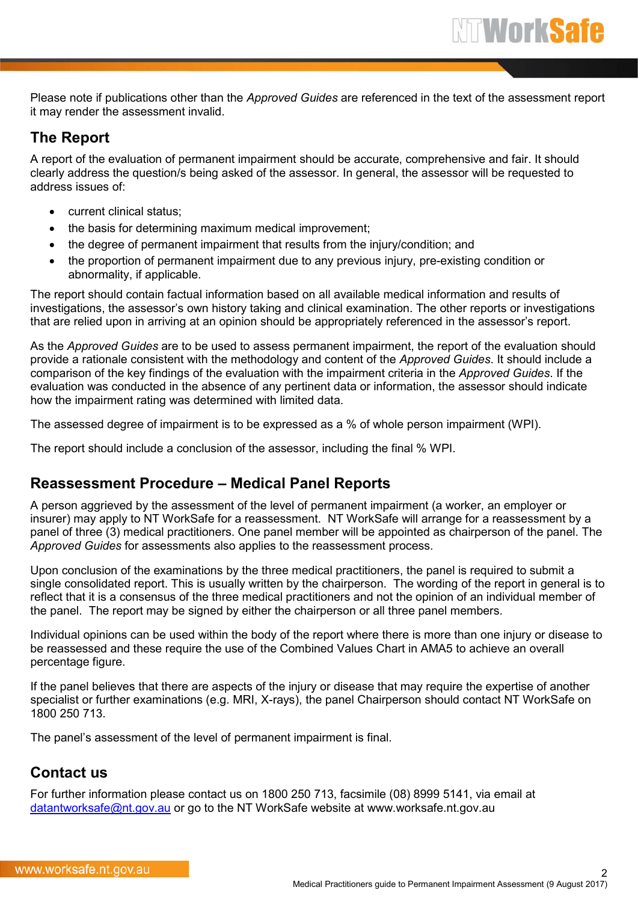Please note if publications other than the *Approved Guides* are referenced in the text of the assessment report it may render the assessment invalid.

## The Report

A report of the evaluation of permanent impairment should be accurate, comprehensive and fair. It should clearly address the question/s being asked of the assessor. In general, the assessor will be requested to address issues of:

- current clinical status;
- the basis for determining maximum medical improvement;
- the degree of permanent impairment that results from the injury/condition; and
- the proportion of permanent impairment due to any previous injury, pre-existing condition or abnormality, if applicable.

The report should contain factual information based on all available medical information and results of investigations, the assessor's own history taking and clinical examination. The other reports or investigations that are relied upon in arriving at an opinion should be appropriately referenced in the assessor's report.

As the *Approved Guides* are to be used to assess permanent impairment, the report of the evaluation should provide a rationale consistent with the methodology and content of the *Approved Guides*. It should include a comparison of the key findings of the evaluation with the impairment criteria in the *Approved Guides*. If the evaluation was conducted in the absence of any pertinent data or information, the assessor should indicate how the impairment rating was determined with limited data.

The assessed degree of impairment is to be expressed as a % of whole person impairment (WPI).

The report should include a conclusion of the assessor, including the final % WPI.

## Reassessment Procedure – Medical Panel Reports

A person aggrieved by the assessment of the level of permanent impairment (a worker, an employer or insurer) may apply to NT WorkSafe for a reassessment. NT WorkSafe will arrange for a reassessment by a panel of three (3) medical practitioners. One panel member will be appointed as chairperson of the panel. The *Approved Guides* for assessments also applies to the reassessment process.

Upon conclusion of the examinations by the three medical practitioners, the panel is required to submit a single consolidated report. This is usually written by the chairperson. The wording of the report in general is to reflect that it is a consensus of the three medical practitioners and not the opinion of an individual member of the panel. The report may be signed by either the chairperson or all three panel members.

Individual opinions can be used within the body of the report where there is more than one injury or disease to be reassessed and these require the use of the Combined Values Chart in AMA5 to achieve an overall percentage figure.

If the panel believes that there are aspects of the injury or disease that may require the expertise of another specialist or further examinations (e.g. MRI, X-rays), the panel Chairperson should contact NT WorkSafe on 1800 250 713.

The panel's assessment of the level of permanent impairment is final.

## Contact us

For further information please contact us on 1800 250 713, facsimile (08) 8999 5141, via email at datantworksafe@nt.gov.au or go to the NT WorkSafe website at www.worksafe.nt.gov.au